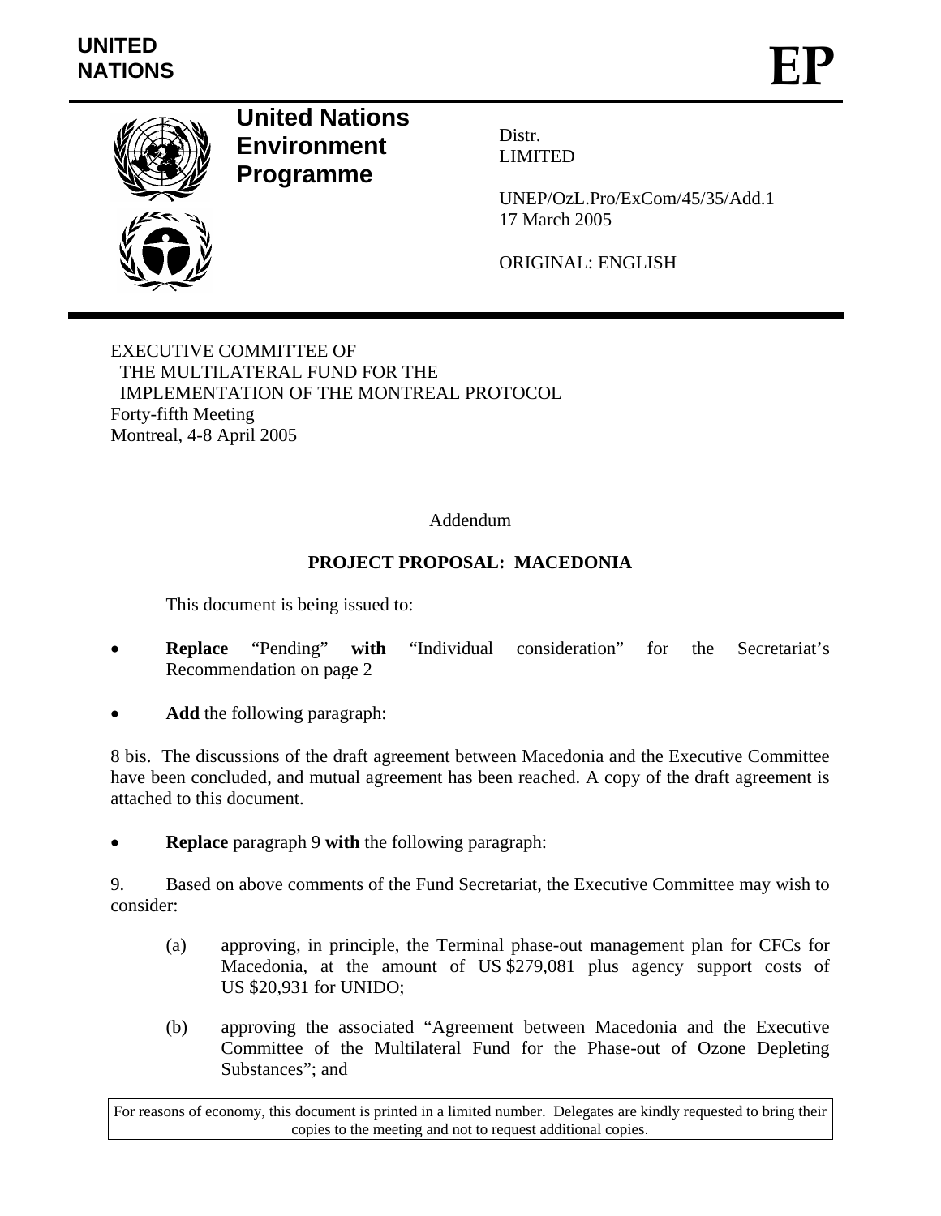UNITED
NATIONS

# EP

**United Nations Environment Programme**

Distr.
LIMITED

UNEP/OzL.Pro/ExCom/45/35/Add.1
17 March 2005

ORIGINAL: ENGLISH

EXECUTIVE COMMITTEE OF
THE MULTILATERAL FUND FOR THE
IMPLEMENTATION OF THE MONTREAL PROTOCOL
Forty-fifth Meeting
Montreal, 4-8 April 2005

Addendum

## PROJECT PROPOSAL: MACEDONIA

This document is being issued to:

- **Replace** "Pending" **with** "Individual consideration" for the Secretariat's Recommendation on page 2

- **Add** the following paragraph:

8 bis. The discussions of the draft agreement between Macedonia and the Executive Committee have been concluded, and mutual agreement has been reached. A copy of the draft agreement is attached to this document.

- **Replace** paragraph 9 **with** the following paragraph:

9. Based on above comments of the Fund Secretariat, the Executive Committee may wish to consider:

   (a) approving, in principle, the Terminal phase-out management plan for CFCs for Macedonia, at the amount of US $279,081 plus agency support costs of US $20,931 for UNIDO;

   (b) approving the associated "Agreement between Macedonia and the Executive Committee of the Multilateral Fund for the Phase-out of Ozone Depleting Substances"; and

For reasons of economy, this document is printed in a limited number. Delegates are kindly requested to bring their copies to the meeting and not to request additional copies.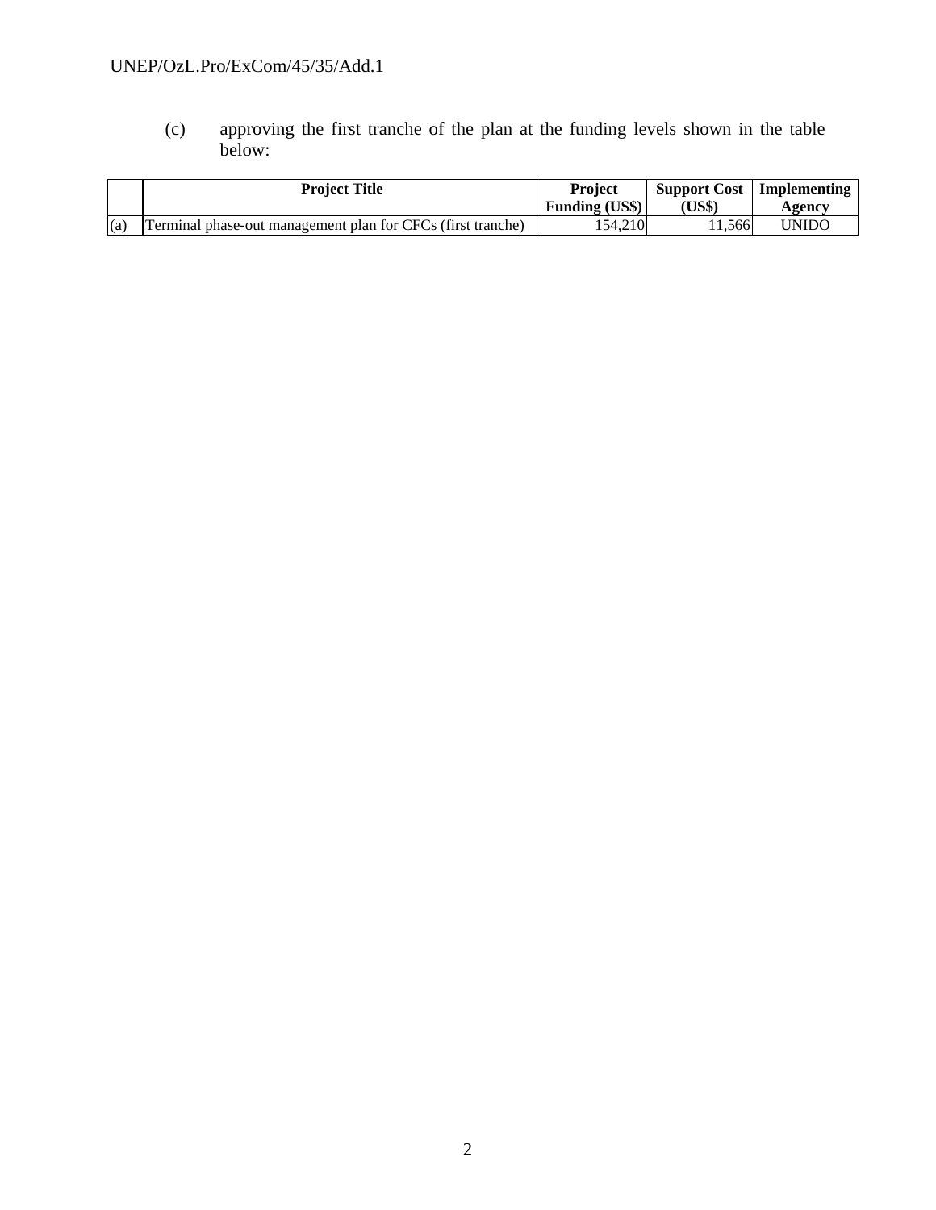(c) approving the first tranche of the plan at the funding levels shown in the table below:

| | Project Title | Project Funding (US$) | Support Cost (US$) | Implementing Agency |
|---|---|---|---|---|
| (a) | Terminal phase-out management plan for CFCs (first tranche) | 154,210 | 11,566 | UNIDO |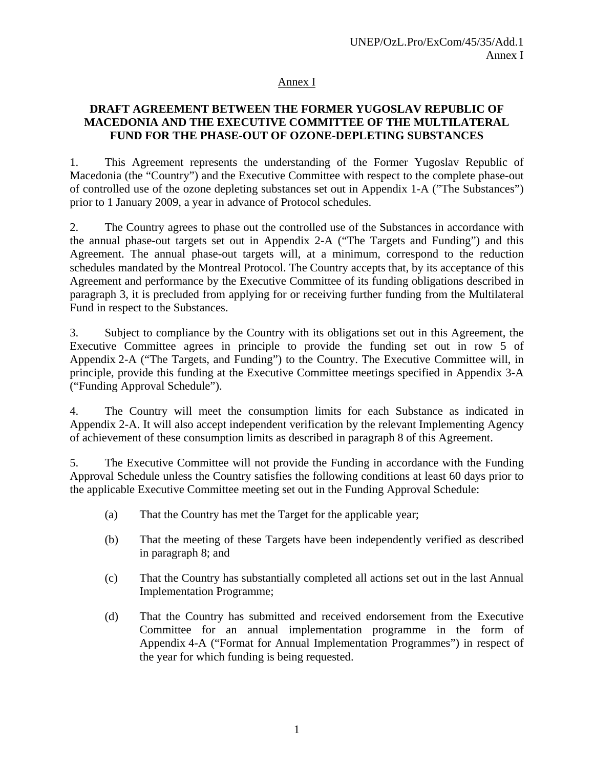Annex I

## DRAFT AGREEMENT BETWEEN THE FORMER YUGOSLAV REPUBLIC OF MACEDONIA AND THE EXECUTIVE COMMITTEE OF THE MULTILATERAL FUND FOR THE PHASE-OUT OF OZONE-DEPLETING SUBSTANCES

1. This Agreement represents the understanding of the Former Yugoslav Republic of Macedonia (the "Country") and the Executive Committee with respect to the complete phase-out of controlled use of the ozone depleting substances set out in Appendix 1-A ("The Substances") prior to 1 January 2009, a year in advance of Protocol schedules.

2. The Country agrees to phase out the controlled use of the Substances in accordance with the annual phase-out targets set out in Appendix 2-A ("The Targets and Funding") and this Agreement. The annual phase-out targets will, at a minimum, correspond to the reduction schedules mandated by the Montreal Protocol. The Country accepts that, by its acceptance of this Agreement and performance by the Executive Committee of its funding obligations described in paragraph 3, it is precluded from applying for or receiving further funding from the Multilateral Fund in respect to the Substances.

3. Subject to compliance by the Country with its obligations set out in this Agreement, the Executive Committee agrees in principle to provide the funding set out in row 5 of Appendix 2-A ("The Targets, and Funding") to the Country. The Executive Committee will, in principle, provide this funding at the Executive Committee meetings specified in Appendix 3-A ("Funding Approval Schedule").

4. The Country will meet the consumption limits for each Substance as indicated in Appendix 2-A. It will also accept independent verification by the relevant Implementing Agency of achievement of these consumption limits as described in paragraph 8 of this Agreement.

5. The Executive Committee will not provide the Funding in accordance with the Funding Approval Schedule unless the Country satisfies the following conditions at least 60 days prior to the applicable Executive Committee meeting set out in the Funding Approval Schedule:

(a) That the Country has met the Target for the applicable year;

(b) That the meeting of these Targets have been independently verified as described in paragraph 8; and

(c) That the Country has substantially completed all actions set out in the last Annual Implementation Programme;

(d) That the Country has submitted and received endorsement from the Executive Committee for an annual implementation programme in the form of Appendix 4-A ("Format for Annual Implementation Programmes") in respect of the year for which funding is being requested.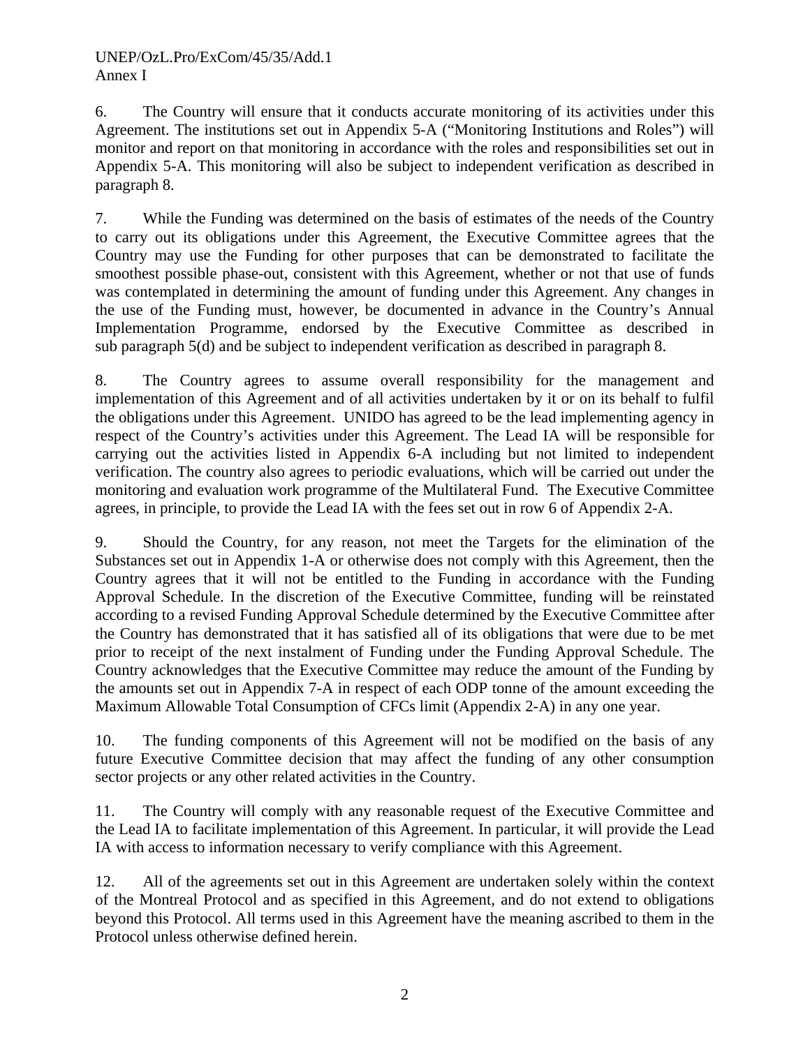6. The Country will ensure that it conducts accurate monitoring of its activities under this Agreement. The institutions set out in Appendix 5-A ("Monitoring Institutions and Roles") will monitor and report on that monitoring in accordance with the roles and responsibilities set out in Appendix 5-A. This monitoring will also be subject to independent verification as described in paragraph 8.

7. While the Funding was determined on the basis of estimates of the needs of the Country to carry out its obligations under this Agreement, the Executive Committee agrees that the Country may use the Funding for other purposes that can be demonstrated to facilitate the smoothest possible phase-out, consistent with this Agreement, whether or not that use of funds was contemplated in determining the amount of funding under this Agreement. Any changes in the use of the Funding must, however, be documented in advance in the Country's Annual Implementation Programme, endorsed by the Executive Committee as described in sub paragraph 5(d) and be subject to independent verification as described in paragraph 8.

8. The Country agrees to assume overall responsibility for the management and implementation of this Agreement and of all activities undertaken by it or on its behalf to fulfil the obligations under this Agreement. UNIDO has agreed to be the lead implementing agency in respect of the Country's activities under this Agreement. The Lead IA will be responsible for carrying out the activities listed in Appendix 6-A including but not limited to independent verification. The country also agrees to periodic evaluations, which will be carried out under the monitoring and evaluation work programme of the Multilateral Fund. The Executive Committee agrees, in principle, to provide the Lead IA with the fees set out in row 6 of Appendix 2-A.

9. Should the Country, for any reason, not meet the Targets for the elimination of the Substances set out in Appendix 1-A or otherwise does not comply with this Agreement, then the Country agrees that it will not be entitled to the Funding in accordance with the Funding Approval Schedule. In the discretion of the Executive Committee, funding will be reinstated according to a revised Funding Approval Schedule determined by the Executive Committee after the Country has demonstrated that it has satisfied all of its obligations that were due to be met prior to receipt of the next instalment of Funding under the Funding Approval Schedule. The Country acknowledges that the Executive Committee may reduce the amount of the Funding by the amounts set out in Appendix 7-A in respect of each ODP tonne of the amount exceeding the Maximum Allowable Total Consumption of CFCs limit (Appendix 2-A) in any one year.

10. The funding components of this Agreement will not be modified on the basis of any future Executive Committee decision that may affect the funding of any other consumption sector projects or any other related activities in the Country.

11. The Country will comply with any reasonable request of the Executive Committee and the Lead IA to facilitate implementation of this Agreement. In particular, it will provide the Lead IA with access to information necessary to verify compliance with this Agreement.

12. All of the agreements set out in this Agreement are undertaken solely within the context of the Montreal Protocol and as specified in this Agreement, and do not extend to obligations beyond this Protocol. All terms used in this Agreement have the meaning ascribed to them in the Protocol unless otherwise defined herein.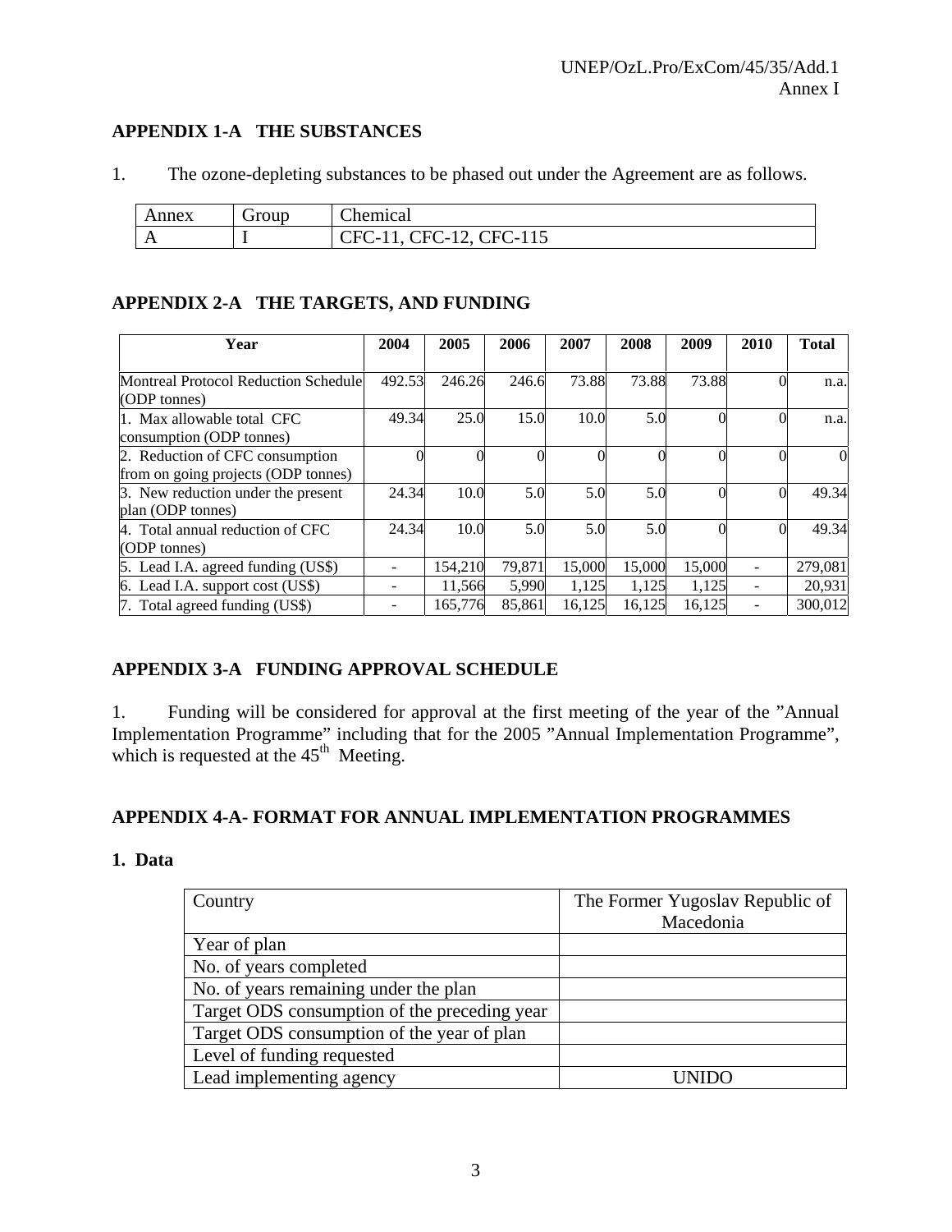## APPENDIX 1-A THE SUBSTANCES

1. The ozone-depleting substances to be phased out under the Agreement are as follows.

| Annex | Group | Chemical |
|---|---|---|
| A | I | CFC-11, CFC-12, CFC-115 |

## APPENDIX 2-A THE TARGETS, AND FUNDING

| Year | 2004 | 2005 | 2006 | 2007 | 2008 | 2009 | 2010 | Total |
|---|---|---|---|---|---|---|---|---|
| Montreal Protocol Reduction Schedule (ODP tonnes) | 492.53 | 246.26 | 246.6 | 73.88 | 73.88 | 73.88 | 0 | n.a. |
| 1. Max allowable total CFC consumption (ODP tonnes) | 49.34 | 25.0 | 15.0 | 10.0 | 5.0 | 0 | 0 | n.a. |
| 2. Reduction of CFC consumption from on going projects (ODP tonnes) | 0 | 0 | 0 | 0 | 0 | 0 | 0 | 0 |
| 3. New reduction under the present plan (ODP tonnes) | 24.34 | 10.0 | 5.0 | 5.0 | 5.0 | 0 | 0 | 49.34 |
| 4. Total annual reduction of CFC (ODP tonnes) | 24.34 | 10.0 | 5.0 | 5.0 | 5.0 | 0 | 0 | 49.34 |
| 5. Lead I.A. agreed funding (US$) | - | 154,210 | 79,871 | 15,000 | 15,000 | 15,000 | - | 279,081 |
| 6. Lead I.A. support cost (US$) | - | 11,566 | 5,990 | 1,125 | 1,125 | 1,125 | - | 20,931 |
| 7. Total agreed funding (US$) | - | 165,776 | 85,861 | 16,125 | 16,125 | 16,125 | - | 300,012 |

## APPENDIX 3-A FUNDING APPROVAL SCHEDULE

1. Funding will be considered for approval at the first meeting of the year of the "Annual Implementation Programme" including that for the 2005 "Annual Implementation Programme", which is requested at the 45th Meeting.

## APPENDIX 4-A- FORMAT FOR ANNUAL IMPLEMENTATION PROGRAMMES

### 1. Data

| | |
|---|---|
| Country | The Former Yugoslav Republic of Macedonia |
| Year of plan | |
| No. of years completed | |
| No. of years remaining under the plan | |
| Target ODS consumption of the preceding year | |
| Target ODS consumption of the year of plan | |
| Level of funding requested | |
| Lead implementing agency | UNIDO |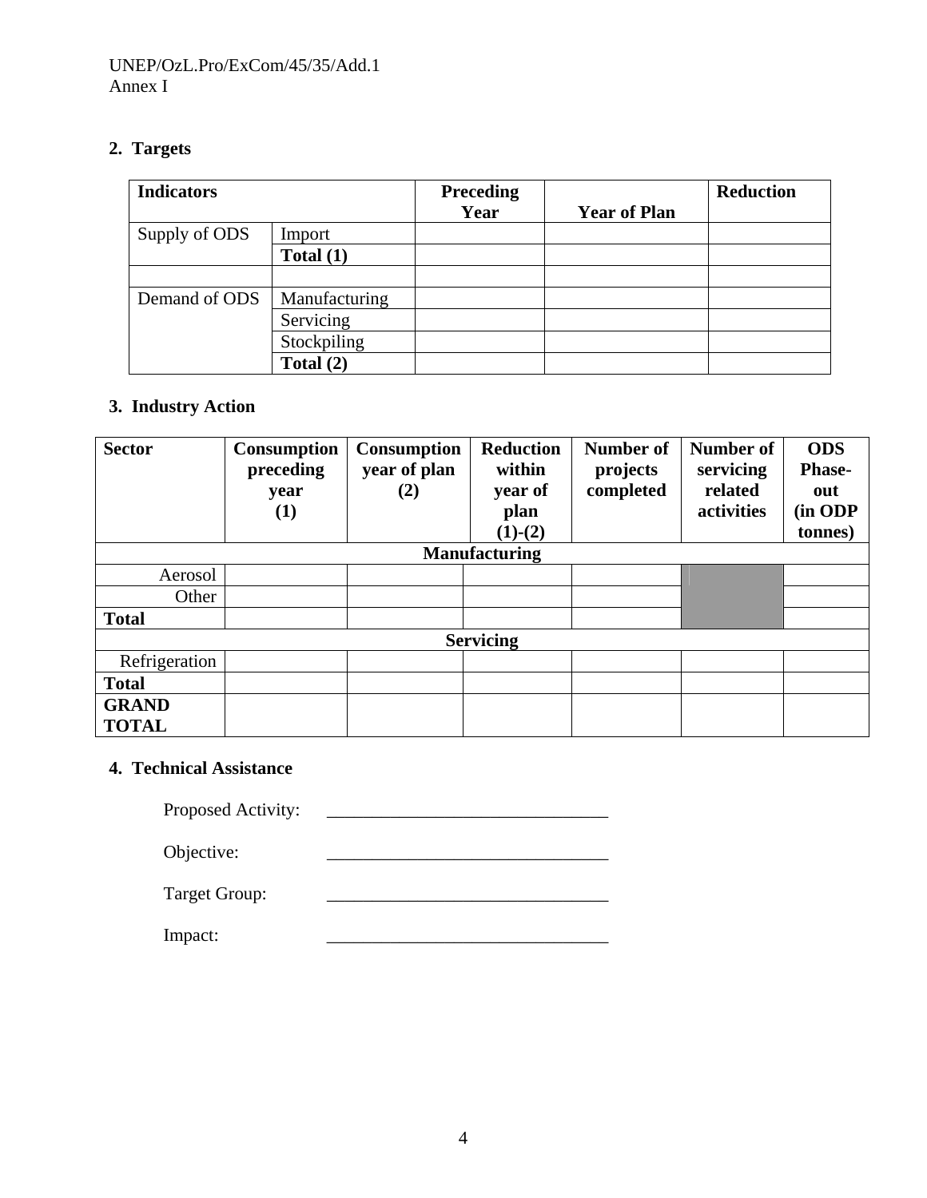## 2. Targets

| Indicators | | Preceding Year | Year of Plan | Reduction |
|---|---|---|---|---|
| Supply of ODS | Import | | | |
| | **Total (1)** | | | |
| | | | | |
| Demand of ODS | Manufacturing | | | |
| | Servicing | | | |
| | Stockpiling | | | |
| | **Total (2)** | | | |

## 3. Industry Action

| Sector | Consumption preceding year (1) | Consumption year of plan (2) | Reduction within year of plan (1)-(2) | Number of projects completed | Number of servicing related activities | ODS Phase-out (in ODP tonnes) |
|---|---|---|---|---|---|---|
| **Manufacturing** | | | | | | |
| Aerosol | | | | | | |
| Other | | | | | | |
| **Total** | | | | | | |
| **Servicing** | | | | | | |
| Refrigeration | | | | | | |
| **Total** | | | | | | |
| **GRAND TOTAL** | | | | | | |

## 4. Technical Assistance

Proposed Activity: _______________________________

Objective: _______________________________

Target Group: _______________________________

Impact: _______________________________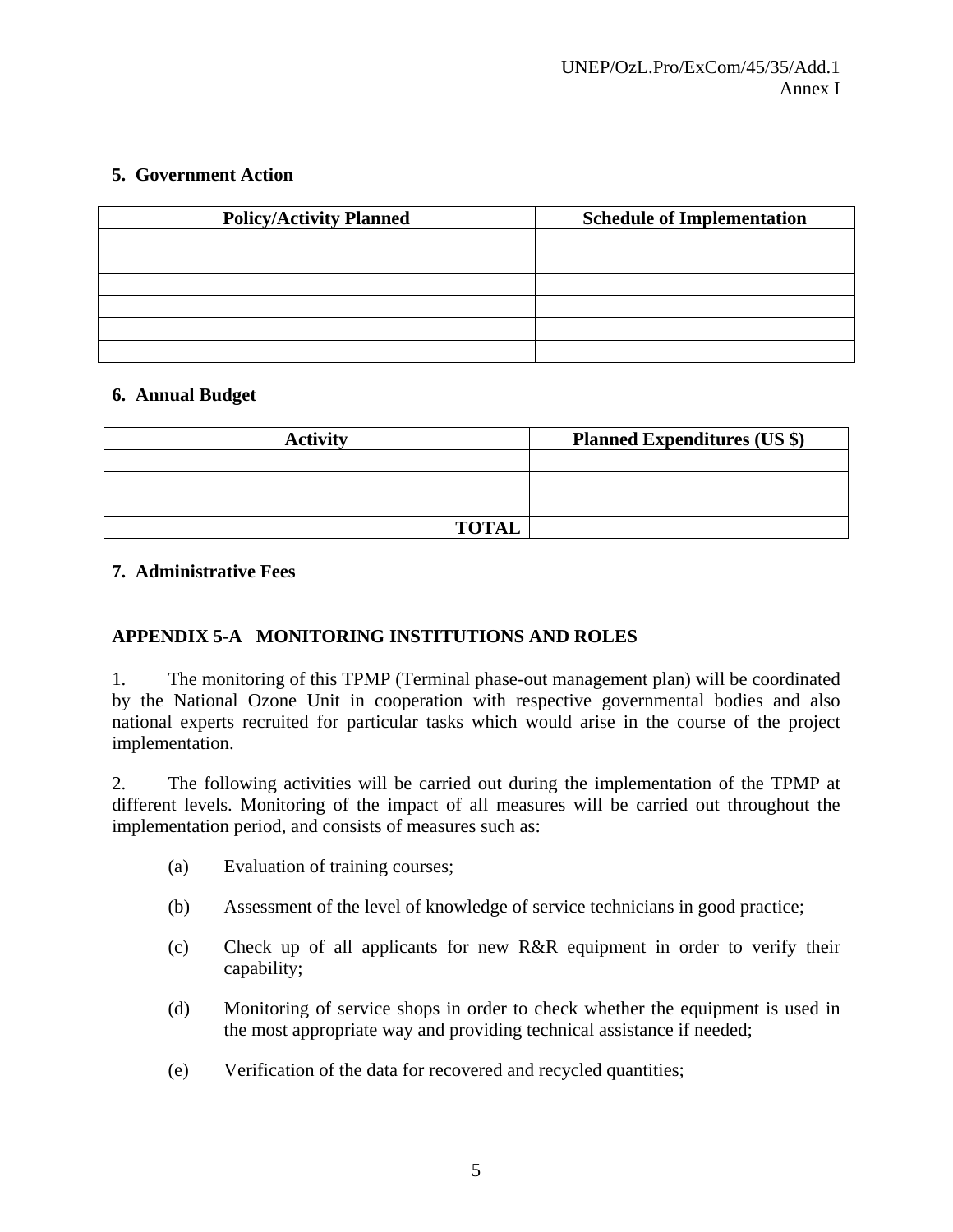## 5. Government Action

| Policy/Activity Planned | Schedule of Implementation |
|---|---|
| | |
| | |
| | |
| | |
| | |
| | |

## 6. Annual Budget

| Activity | Planned Expenditures (US $) |
|---|---|
| | |
| | |
| | |
| **TOTAL** | |

## 7. Administrative Fees

## APPENDIX 5-A MONITORING INSTITUTIONS AND ROLES

1. The monitoring of this TPMP (Terminal phase-out management plan) will be coordinated by the National Ozone Unit in cooperation with respective governmental bodies and also national experts recruited for particular tasks which would arise in the course of the project implementation.

2. The following activities will be carried out during the implementation of the TPMP at different levels. Monitoring of the impact of all measures will be carried out throughout the implementation period, and consists of measures such as:

(a) Evaluation of training courses;

(b) Assessment of the level of knowledge of service technicians in good practice;

(c) Check up of all applicants for new R&R equipment in order to verify their capability;

(d) Monitoring of service shops in order to check whether the equipment is used in the most appropriate way and providing technical assistance if needed;

(e) Verification of the data for recovered and recycled quantities;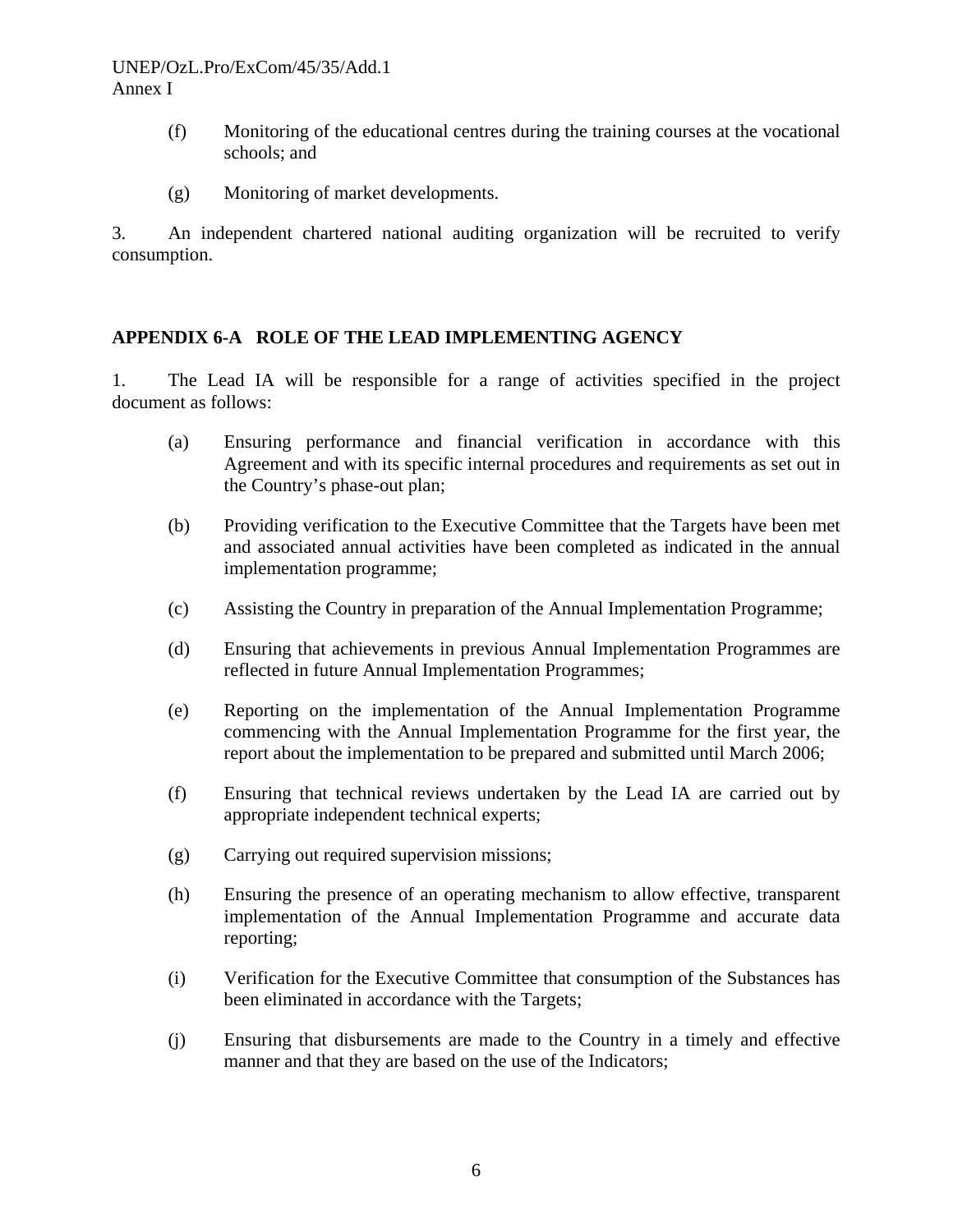(f) Monitoring of the educational centres during the training courses at the vocational schools; and

(g) Monitoring of market developments.

3. An independent chartered national auditing organization will be recruited to verify consumption.

## APPENDIX 6-A ROLE OF THE LEAD IMPLEMENTING AGENCY

1. The Lead IA will be responsible for a range of activities specified in the project document as follows:

(a) Ensuring performance and financial verification in accordance with this Agreement and with its specific internal procedures and requirements as set out in the Country's phase-out plan;

(b) Providing verification to the Executive Committee that the Targets have been met and associated annual activities have been completed as indicated in the annual implementation programme;

(c) Assisting the Country in preparation of the Annual Implementation Programme;

(d) Ensuring that achievements in previous Annual Implementation Programmes are reflected in future Annual Implementation Programmes;

(e) Reporting on the implementation of the Annual Implementation Programme commencing with the Annual Implementation Programme for the first year, the report about the implementation to be prepared and submitted until March 2006;

(f) Ensuring that technical reviews undertaken by the Lead IA are carried out by appropriate independent technical experts;

(g) Carrying out required supervision missions;

(h) Ensuring the presence of an operating mechanism to allow effective, transparent implementation of the Annual Implementation Programme and accurate data reporting;

(i) Verification for the Executive Committee that consumption of the Substances has been eliminated in accordance with the Targets;

(j) Ensuring that disbursements are made to the Country in a timely and effective manner and that they are based on the use of the Indicators;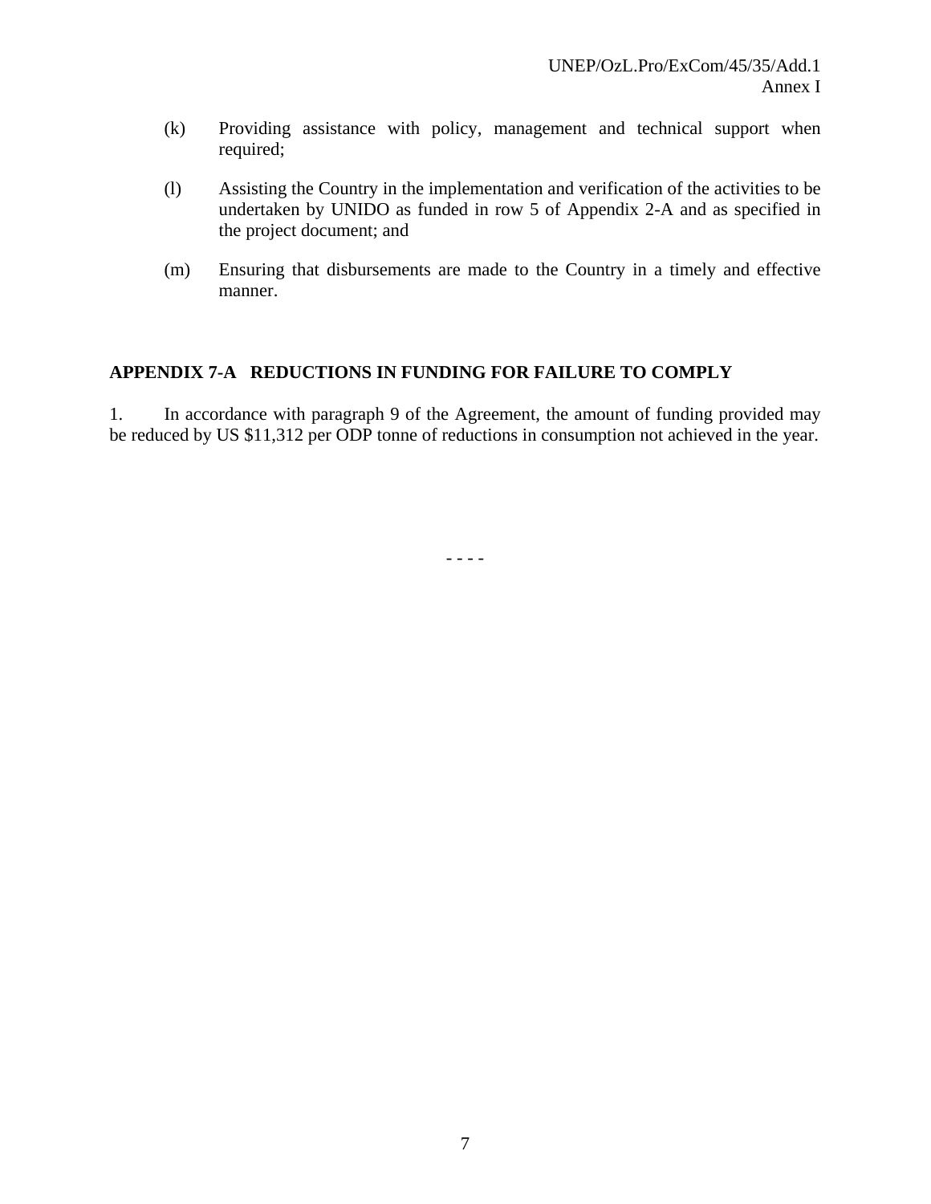(k) Providing assistance with policy, management and technical support when required;

(l) Assisting the Country in the implementation and verification of the activities to be undertaken by UNIDO as funded in row 5 of Appendix 2-A and as specified in the project document; and

(m) Ensuring that disbursements are made to the Country in a timely and effective manner.

## APPENDIX 7-A REDUCTIONS IN FUNDING FOR FAILURE TO COMPLY

1. In accordance with paragraph 9 of the Agreement, the amount of funding provided may be reduced by US $11,312 per ODP tonne of reductions in consumption not achieved in the year.

- - - -